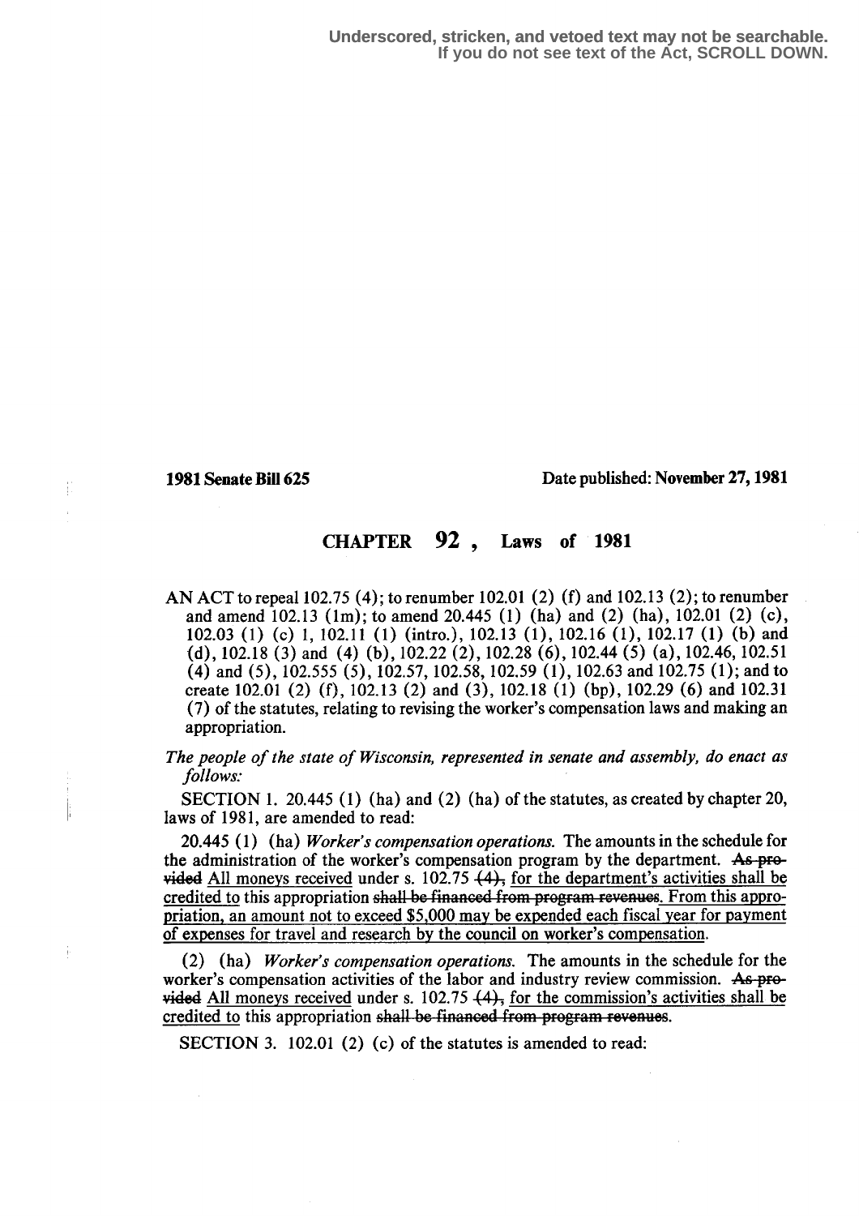Underscored, stricken, and vetoed text may not be searchable. If you do not see text of the Act, SCROLL DOWN.

**1981 Senate Bill 625** Date published: **November 27, 1981**

# CHAPTER 92 , Laws of 1981

AN ACT to repeal 102.75 (4); to renumber 102.01 (2) (f) and 102.13 (2); to renumber and amend 102.13 (1m); to amend 20.445 (1) (ha) and (2) (ha), 102.01 (2) (c), 102.03 (1) (c) 1, 102.11 (1) (intro.), 102.13 (1), 102.16 (1), 102.17 (1) (b) and (d), 102.18 (3) and (4) (b), 102.22 (2), 102.28 (6), 102.44 (5) (a), 102.46, 102.51 (4) and (5), 102.555 (5), 102.57, 102.58, 102.59 (1), 102.63 and 102.75 (1); and to create 102.01 (2) (f), 102.13 (2) and (3), 102.18 (1) (bp), 102.29 (6) and 102.31 (7) of the statutes, relating to revising the worker's compensation laws and making an appropriation.

*The people of the state of Wisconsin, represented in senate and assembly, do enact as follows:*

SECTION 1. 20.445 (1) (ha) and (2) (ha) of the statutes, as created by chapter 20, laws of 1981, are amended to read:

20.445 (1) (ha) *Worker's compensation operations.* The amounts in the schedule for the administration of the worker's compensation program by the department. ~~As provided~~ All moneys received under s. 102.75 ~~(4),~~ for the department's activities shall be credited to this appropriation ~~shall be financed from program revenues~~. From this appropriation, an amount not to exceed $5,000 may be expended each fiscal year for payment of expenses for travel and research by the council on worker's compensation.

(2) (ha) *Worker's compensation operations.* The amounts in the schedule for the worker's compensation activities of the labor and industry review commission. ~~As provided~~ All moneys received under s. 102.75 ~~(4),~~ for the commission's activities shall be credited to this appropriation ~~shall be financed from program revenues~~.

SECTION 3. 102.01 (2) (c) of the statutes is amended to read: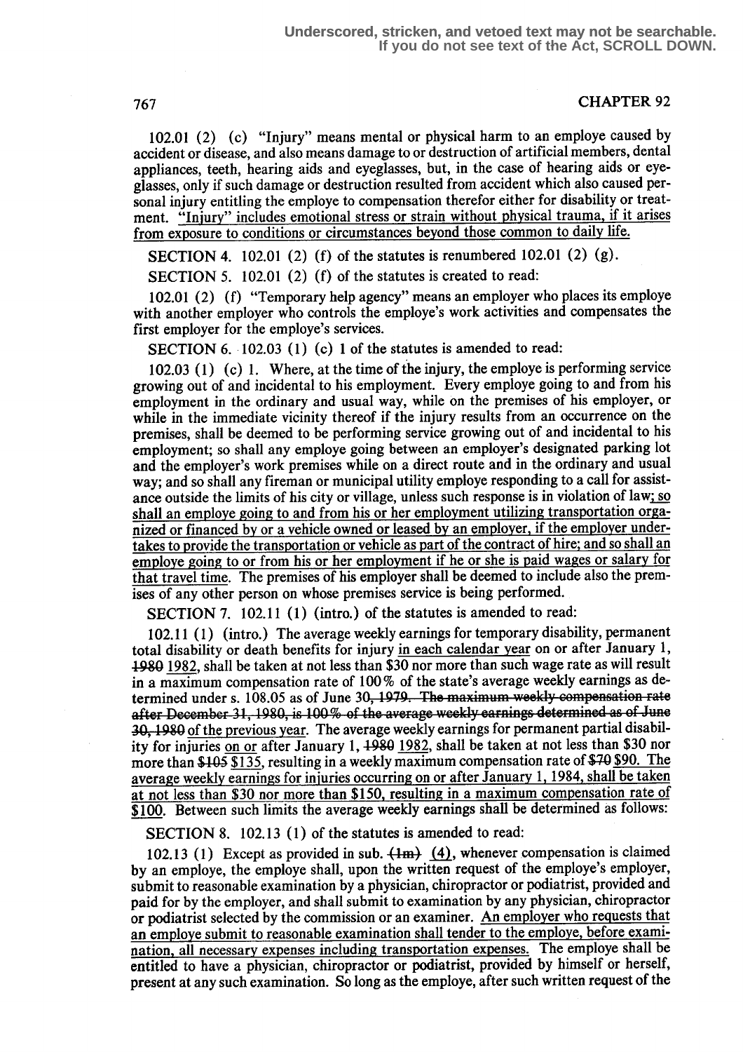102.01 (2) (c) "Injury" means mental or physical harm to an employe caused by accident or disease, and also means damage to or destruction of artificial members, dental appliances, teeth, hearing aids and eyeglasses, but, in the case of hearing aids or eyeglasses, only if such damage or destruction resulted from accident which also caused personal injury entitling the employe to compensation therefor either for disability or treatment. "Injury" includes emotional stress or strain without physical trauma, if it arises from exposure to conditions or circumstances beyond those common to daily life.

SECTION 4. 102.01 (2) (f) of the statutes is renumbered 102.01 (2) (g).

SECTION 5. 102.01 (2) (f) of the statutes is created to read:

102.01 (2) (f) "Temporary help agency" means an employer who places its employe with another employer who controls the employe's work activities and compensates the first employer for the employe's services.

SECTION 6. 102.03 (1) (c) 1 of the statutes is amended to read:

102.03 (1) (c) 1. Where, at the time of the injury, the employe is performing service growing out of and incidental to his employment. Every employe going to and from his employment in the ordinary and usual way, while on the premises of his employer, or while in the immediate vicinity thereof if the injury results from an occurrence on the premises, shall be deemed to be performing service growing out of and incidental to his employment; so shall any employe going between an employer's designated parking lot and the employer's work premises while on a direct route and in the ordinary and usual way; and so shall any fireman or municipal utility employe responding to a call for assistance outside the limits of his city or village, unless such response is in violation of law; so shall an employe going to and from his or her employment utilizing transportation organized or financed by or a vehicle owned or leased by an employer, if the employer undertakes to provide the transportation or vehicle as part of the contract of hire; and so shall an employe going to or from his or her employment if he or she is paid wages or salary for that travel time. The premises of his employer shall be deemed to include also the premises of any other person on whose premises service is being performed.

SECTION 7. 102.11 (1) (intro.) of the statutes is amended to read:

102.11 (1) (intro.) The average weekly earnings for temporary disability, permanent total disability or death benefits for injury in each calendar year on or after January 1, ~~1980~~ 1982, shall be taken at not less than $30 nor more than such wage rate as will result in a maximum compensation rate of 100% of the state's average weekly earnings as determined under s. 108.05 as of June 30~~, 1979. The maximum weekly compensation rate after December 31, 1980, is 100% of the average weekly earnings determined as of June 30, 1980~~ of the previous year. The average weekly earnings for permanent partial disability for injuries on or after January 1, ~~1980~~ 1982, shall be taken at not less than $30 nor more than ~~$105~~ $135, resulting in a weekly maximum compensation rate of ~~$70~~ $90. The average weekly earnings for injuries occurring on or after January 1, 1984, shall be taken at not less than $30 nor more than $150, resulting in a maximum compensation rate of $100. Between such limits the average weekly earnings shall be determined as follows:

SECTION 8. 102.13 (1) of the statutes is amended to read:

102.13 (1) Except as provided in sub. ~~(1m)~~ (4), whenever compensation is claimed by an employe, the employe shall, upon the written request of the employe's employer, submit to reasonable examination by a physician, chiropractor or podiatrist, provided and paid for by the employer, and shall submit to examination by any physician, chiropractor or podiatrist selected by the commission or an examiner. An employer who requests that an employe submit to reasonable examination shall tender to the employe, before examination, all necessary expenses including transportation expenses. The employe shall be entitled to have a physician, chiropractor or podiatrist, provided by himself or herself, present at any such examination. So long as the employe, after such written request of the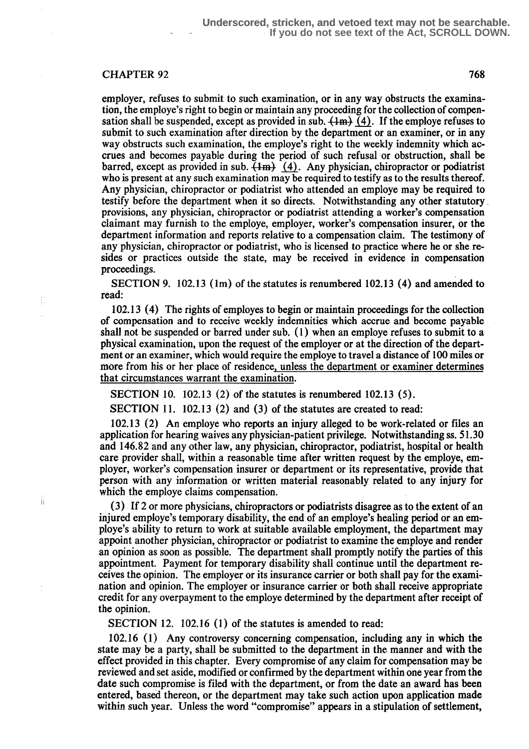employer, refuses to submit to such examination, or in any way obstructs the examination, the employe's right to begin or maintain any proceeding for the collection of compensation shall be suspended, except as provided in sub. ~~(1m)~~ (4). If the employe refuses to submit to such examination after direction by the department or an examiner, or in any way obstructs such examination, the employe's right to the weekly indemnity which accrues and becomes payable during the period of such refusal or obstruction, shall be barred, except as provided in sub. ~~(1m)~~ (4). Any physician, chiropractor or podiatrist who is present at any such examination may be required to testify as to the results thereof. Any physician, chiropractor or podiatrist who attended an employe may be required to testify before the department when it so directs. Notwithstanding any other statutory provisions, any physician, chiropractor or podiatrist attending a worker's compensation claimant may furnish to the employe, employer, worker's compensation insurer, or the department information and reports relative to a compensation claim. The testimony of any physician, chiropractor or podiatrist, who is licensed to practice where he or she resides or practices outside the state, may be received in evidence in compensation proceedings.

SECTION 9. 102.13 (1m) of the statutes is renumbered 102.13 (4) and amended to read:

102.13 (4) The rights of employes to begin or maintain proceedings for the collection of compensation and to receive weekly indemnities which accrue and become payable shall not be suspended or barred under sub. (1) when an employe refuses to submit to a physical examination, upon the request of the employer or at the direction of the department or an examiner, which would require the employe to travel a distance of 100 miles or more from his or her place of residence, unless the department or examiner determines that circumstances warrant the examination.

SECTION 10. 102.13 (2) of the statutes is renumbered 102.13 (5).

SECTION 11. 102.13 (2) and (3) of the statutes are created to read:

102.13 (2) An employe who reports an injury alleged to be work-related or files an application for hearing waives any physician-patient privilege. Notwithstanding ss. 51.30 and 146.82 and any other law, any physician, chiropractor, podiatrist, hospital or health care provider shall, within a reasonable time after written request by the employe, employer, worker's compensation insurer or department or its representative, provide that person with any information or written material reasonably related to any injury for which the employe claims compensation.

(3) If 2 or more physicians, chiropractors or podiatrists disagree as to the extent of an injured employe's temporary disability, the end of an employe's healing period or an employe's ability to return to work at suitable available employment, the department may appoint another physician, chiropractor or podiatrist to examine the employe and render an opinion as soon as possible. The department shall promptly notify the parties of this appointment. Payment for temporary disability shall continue until the department receives the opinion. The employer or its insurance carrier or both shall pay for the examination and opinion. The employer or insurance carrier or both shall receive appropriate credit for any overpayment to the employe determined by the department after receipt of the opinion.

SECTION 12. 102.16 (1) of the statutes is amended to read:

102.16 (1) Any controversy concerning compensation, including any in which the state may be a party, shall be submitted to the department in the manner and with the effect provided in this chapter. Every compromise of any claim for compensation may be reviewed and set aside, modified or confirmed by the department within one year from the date such compromise is filed with the department, or from the date an award has been entered, based thereon, or the department may take such action upon application made within such year. Unless the word "compromise" appears in a stipulation of settlement,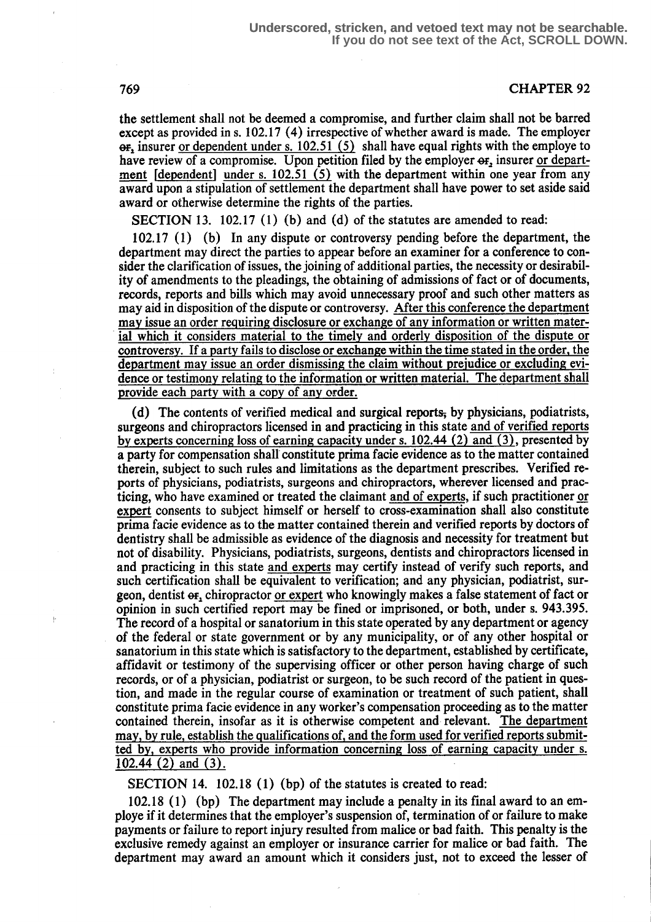the settlement shall not be deemed a compromise, and further claim shall not be barred except as provided in s. 102.17 (4) irrespective of whether award is made. The employer ~~or~~, insurer <u>or dependent under s. 102.51 (5)</u> shall have equal rights with the employe to have review of a compromise. Upon petition filed by the employer ~~or~~, insurer <u>or department [dependent] under s. 102.51 (5)</u> with the department within one year from any award upon a stipulation of settlement the department shall have power to set aside said award or otherwise determine the rights of the parties.

SECTION 13. 102.17 (1) (b) and (d) of the statutes are amended to read:

102.17 (1) (b) In any dispute or controversy pending before the department, the department may direct the parties to appear before an examiner for a conference to consider the clarification of issues, the joining of additional parties, the necessity or desirability of amendments to the pleadings, the obtaining of admissions of fact or of documents, records, reports and bills which may avoid unnecessary proof and such other matters as may aid in disposition of the dispute or controversy. <u>After this conference the department may issue an order requiring disclosure or exchange of any information or written material which it considers material to the timely and orderly disposition of the dispute or controversy. If a party fails to disclose or exchange within the time stated in the order, the department may issue an order dismissing the claim without prejudice or excluding evidence or testimony relating to the information or written material. The department shall provide each party with a copy of any order.</u>

(d) The contents of verified medical and surgical reports~~,~~ by physicians, podiatrists, surgeons and chiropractors licensed in and practicing in this state <u>and of verified reports by experts concerning loss of earning capacity under s. 102.44 (2) and (3)</u>, presented by a party for compensation shall constitute prima facie evidence as to the matter contained therein, subject to such rules and limitations as the department prescribes. Verified reports of physicians, podiatrists, surgeons and chiropractors, wherever licensed and practicing, who have examined or treated the claimant <u>and of experts</u>, if such practitioner <u>or expert</u> consents to subject himself or herself to cross-examination shall also constitute prima facie evidence as to the matter contained therein and verified reports by doctors of dentistry shall be admissible as evidence of the diagnosis and necessity for treatment but not of disability. Physicians, podiatrists, surgeons, dentists and chiropractors licensed in and practicing in this state <u>and experts</u> may certify instead of verify such reports, and such certification shall be equivalent to verification; and any physician, podiatrist, surgeon, dentist ~~or~~, chiropractor <u>or expert</u> who knowingly makes a false statement of fact or opinion in such certified report may be fined or imprisoned, or both, under s. 943.395. The record of a hospital or sanatorium in this state operated by any department or agency of the federal or state government or by any municipality, or of any other hospital or sanatorium in this state which is satisfactory to the department, established by certificate, affidavit or testimony of the supervising officer or other person having charge of such records, or of a physician, podiatrist or surgeon, to be such record of the patient in question, and made in the regular course of examination or treatment of such patient, shall constitute prima facie evidence in any worker's compensation proceeding as to the matter contained therein, insofar as it is otherwise competent and relevant. <u>The department may, by rule, establish the qualifications of, and the form used for verified reports submitted by, experts who provide information concerning loss of earning capacity under s. 102.44 (2) and (3).</u>

SECTION 14. 102.18 (1) (bp) of the statutes is created to read:

102.18 (1) (bp) The department may include a penalty in its final award to an employe if it determines that the employer's suspension of, termination of or failure to make payments or failure to report injury resulted from malice or bad faith. This penalty is the exclusive remedy against an employer or insurance carrier for malice or bad faith. The department may award an amount which it considers just, not to exceed the lesser of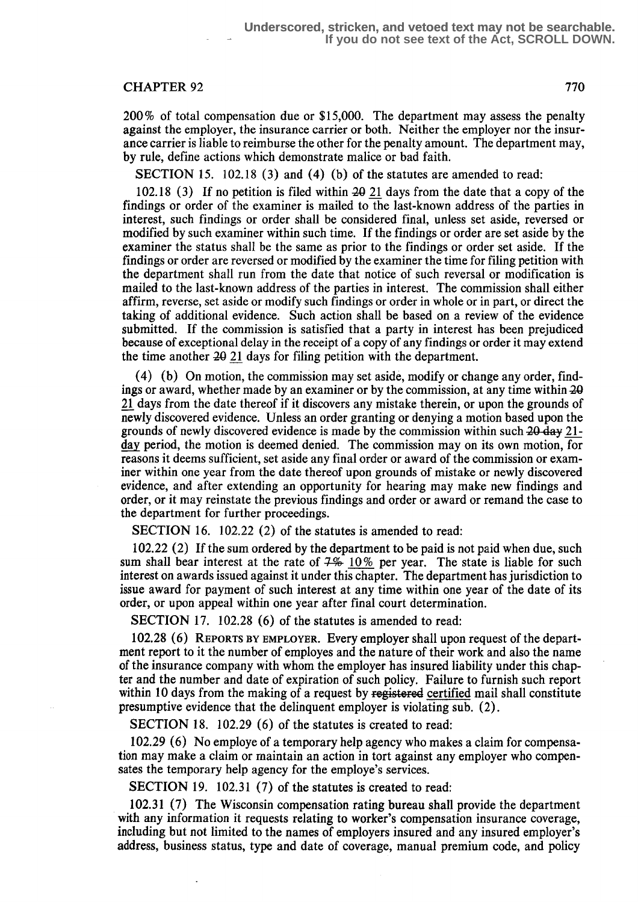200% of total compensation due or $15,000. The department may assess the penalty against the employer, the insurance carrier or both. Neither the employer nor the insurance carrier is liable to reimburse the other for the penalty amount. The department may, by rule, define actions which demonstrate malice or bad faith.

SECTION 15. 102.18 (3) and (4) (b) of the statutes are amended to read:

102.18 (3) If no petition is filed within ~~20~~ 21 days from the date that a copy of the findings or order of the examiner is mailed to the last-known address of the parties in interest, such findings or order shall be considered final, unless set aside, reversed or modified by such examiner within such time. If the findings or order are set aside by the examiner the status shall be the same as prior to the findings or order set aside. If the findings or order are reversed or modified by the examiner the time for filing petition with the department shall run from the date that notice of such reversal or modification is mailed to the last-known address of the parties in interest. The commission shall either affirm, reverse, set aside or modify such findings or order in whole or in part, or direct the taking of additional evidence. Such action shall be based on a review of the evidence submitted. If the commission is satisfied that a party in interest has been prejudiced because of exceptional delay in the receipt of a copy of any findings or order it may extend the time another ~~20~~ 21 days for filing petition with the department.

(4) (b) On motion, the commission may set aside, modify or change any order, findings or award, whether made by an examiner or by the commission, at any time within ~~20~~ 21 days from the date thereof if it discovers any mistake therein, or upon the grounds of newly discovered evidence. Unless an order granting or denying a motion based upon the grounds of newly discovered evidence is made by the commission within such ~~20-day~~ 21-day period, the motion is deemed denied. The commission may on its own motion, for reasons it deems sufficient, set aside any final order or award of the commission or examiner within one year from the date thereof upon grounds of mistake or newly discovered evidence, and after extending an opportunity for hearing may make new findings and order, or it may reinstate the previous findings and order or award or remand the case to the department for further proceedings.

SECTION 16. 102.22 (2) of the statutes is amended to read:

102.22 (2) If the sum ordered by the department to be paid is not paid when due, such sum shall bear interest at the rate of ~~7%~~ 10% per year. The state is liable for such interest on awards issued against it under this chapter. The department has jurisdiction to issue award for payment of such interest at any time within one year of the date of its order, or upon appeal within one year after final court determination.

SECTION 17. 102.28 (6) of the statutes is amended to read:

102.28 (6) REPORTS BY EMPLOYER. Every employer shall upon request of the department report to it the number of employes and the nature of their work and also the name of the insurance company with whom the employer has insured liability under this chapter and the number and date of expiration of such policy. Failure to furnish such report within 10 days from the making of a request by ~~registered~~ certified mail shall constitute presumptive evidence that the delinquent employer is violating sub. (2).

SECTION 18. 102.29 (6) of the statutes is created to read:

102.29 (6) No employe of a temporary help agency who makes a claim for compensation may make a claim or maintain an action in tort against any employer who compensates the temporary help agency for the employe's services.

SECTION 19. 102.31 (7) of the statutes is created to read:

102.31 (7) The Wisconsin compensation rating bureau shall provide the department with any information it requests relating to worker's compensation insurance coverage, including but not limited to the names of employers insured and any insured employer's address, business status, type and date of coverage, manual premium code, and policy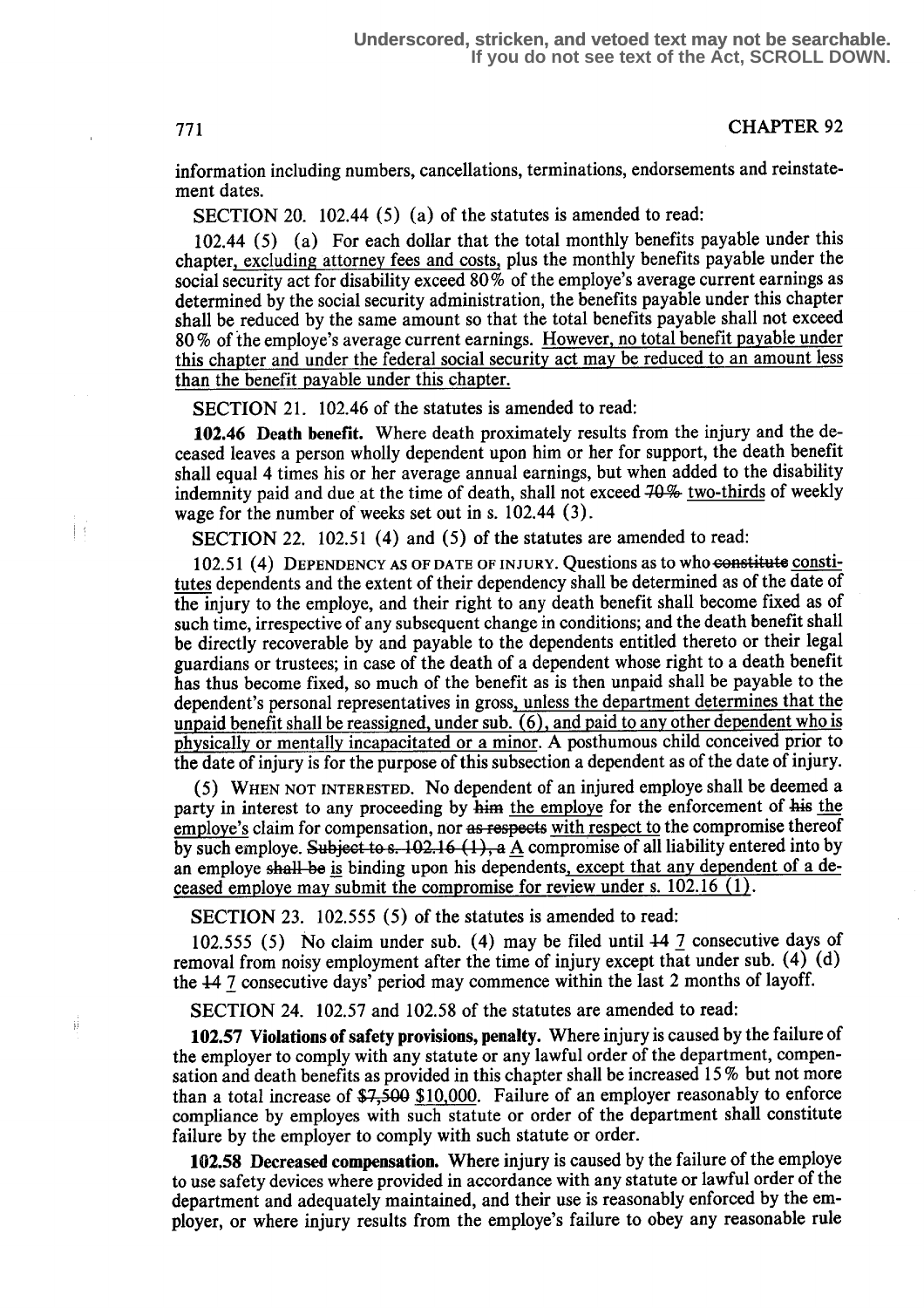information including numbers, cancellations, terminations, endorsements and reinstatement dates.

SECTION 20. 102.44 (5) (a) of the statutes is amended to read:

102.44 (5) (a) For each dollar that the total monthly benefits payable under this chapter, excluding attorney fees and costs, plus the monthly benefits payable under the social security act for disability exceed 80% of the employe's average current earnings as determined by the social security administration, the benefits payable under this chapter shall be reduced by the same amount so that the total benefits payable shall not exceed 80% of the employe's average current earnings. However, no total benefit payable under this chapter and under the federal social security act may be reduced to an amount less than the benefit payable under this chapter.

SECTION 21. 102.46 of the statutes is amended to read:

**102.46 Death benefit.** Where death proximately results from the injury and the deceased leaves a person wholly dependent upon him or her for support, the death benefit shall equal 4 times his or her average annual earnings, but when added to the disability indemnity paid and due at the time of death, shall not exceed ~~70%~~ two-thirds of weekly wage for the number of weeks set out in s. 102.44 (3).

SECTION 22. 102.51 (4) and (5) of the statutes are amended to read:

102.51 (4) DEPENDENCY AS OF DATE OF INJURY. Questions as to who ~~constitute~~ constitutes dependents and the extent of their dependency shall be determined as of the date of the injury to the employe, and their right to any death benefit shall become fixed as of such time, irrespective of any subsequent change in conditions; and the death benefit shall be directly recoverable by and payable to the dependents entitled thereto or their legal guardians or trustees; in case of the death of a dependent whose right to a death benefit has thus become fixed, so much of the benefit as is then unpaid shall be payable to the dependent's personal representatives in gross, unless the department determines that the unpaid benefit shall be reassigned, under sub. (6), and paid to any other dependent who is physically or mentally incapacitated or a minor. A posthumous child conceived prior to the date of injury is for the purpose of this subsection a dependent as of the date of injury.

(5) WHEN NOT INTERESTED. No dependent of an injured employe shall be deemed a party in interest to any proceeding by ~~him~~ the employe for the enforcement of ~~his~~ the employe's claim for compensation, nor ~~as respects~~ with respect to the compromise thereof by such employe. ~~Subject to s. 102.16 (1), a~~ A compromise of all liability entered into by an employe ~~shall be~~ is binding upon his dependents, except that any dependent of a deceased employe may submit the compromise for review under s. 102.16 (1).

SECTION 23. 102.555 (5) of the statutes is amended to read:

102.555 (5) No claim under sub. (4) may be filed until ~~14~~ 7 consecutive days of removal from noisy employment after the time of injury except that under sub. (4) (d) the ~~14~~ 7 consecutive days' period may commence within the last 2 months of layoff.

SECTION 24. 102.57 and 102.58 of the statutes are amended to read:

**102.57 Violations of safety provisions, penalty.** Where injury is caused by the failure of the employer to comply with any statute or any lawful order of the department, compensation and death benefits as provided in this chapter shall be increased 15% but not more than a total increase of ~~$7,500~~ $10,000. Failure of an employer reasonably to enforce compliance by employes with such statute or order of the department shall constitute failure by the employer to comply with such statute or order.

**102.58 Decreased compensation.** Where injury is caused by the failure of the employe to use safety devices where provided in accordance with any statute or lawful order of the department and adequately maintained, and their use is reasonably enforced by the employer, or where injury results from the employe's failure to obey any reasonable rule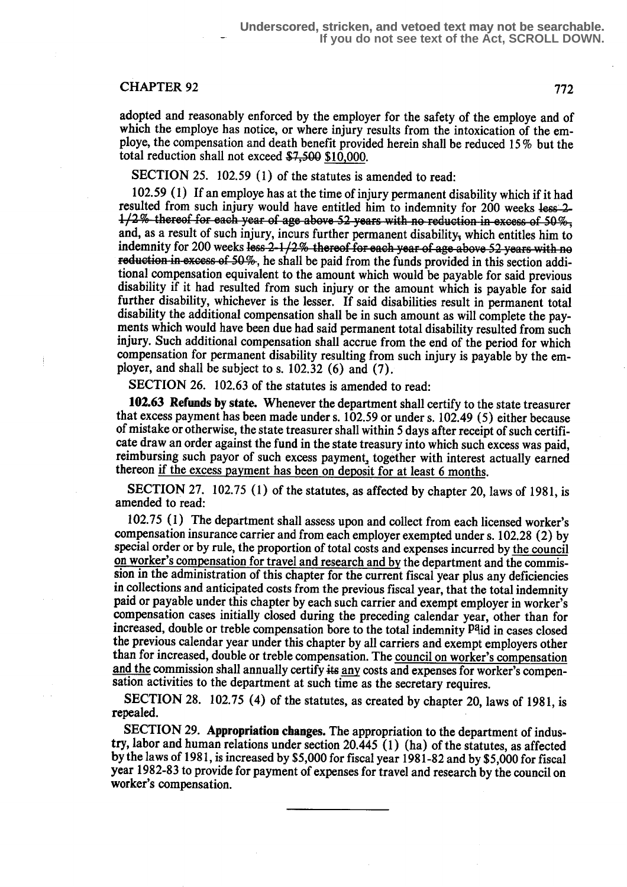adopted and reasonably enforced by the employer for the safety of the employe and of which the employe has notice, or where injury results from the intoxication of the employe, the compensation and death benefit provided herein shall be reduced 15% but the total reduction shall not exceed ~~$7,500~~ $10,000.

SECTION 25. 102.59 (1) of the statutes is amended to read:

102.59 (1) If an employe has at the time of injury permanent disability which if it had resulted from such injury would have entitled him to indemnity for 200 weeks ~~less 2-1/2% thereof for each year of age above 52 years with no reduction in excess of 50%,~~ and, as a result of such injury, incurs further permanent disability~~,~~ which entitles him to indemnity for 200 weeks ~~less 2-1/2% thereof for each year of age above 52 years with no reduction in excess of 50%~~, he shall be paid from the funds provided in this section additional compensation equivalent to the amount which would be payable for said previous disability if it had resulted from such injury or the amount which is payable for said further disability, whichever is the lesser. If said disabilities result in permanent total disability the additional compensation shall be in such amount as will complete the payments which would have been due had said permanent total disability resulted from such injury. Such additional compensation shall accrue from the end of the period for which compensation for permanent disability resulting from such injury is payable by the employer, and shall be subject to s. 102.32 (6) and (7).

SECTION 26. 102.63 of the statutes is amended to read:

**102.63 Refunds by state.** Whenever the department shall certify to the state treasurer that excess payment has been made under s. 102.59 or under s. 102.49 (5) either because of mistake or otherwise, the state treasurer shall within 5 days after receipt of such certificate draw an order against the fund in the state treasury into which such excess was paid, reimbursing such payor of such excess payment, together with interest actually earned thereon if the excess payment has been on deposit for at least 6 months.

SECTION 27. 102.75 (1) of the statutes, as affected by chapter 20, laws of 1981, is amended to read:

102.75 (1) The department shall assess upon and collect from each licensed worker's compensation insurance carrier and from each employer exempted under s. 102.28 (2) by special order or by rule, the proportion of total costs and expenses incurred by the council on worker's compensation for travel and research and by the department and the commission in the administration of this chapter for the current fiscal year plus any deficiencies in collections and anticipated costs from the previous fiscal year, that the total indemnity paid or payable under this chapter by each such carrier and exempt employer in worker's compensation cases initially closed during the preceding calendar year, other than for increased, double or treble compensation bore to the total indemnity paid in cases closed the previous calendar year under this chapter by all carriers and exempt employers other than for increased, double or treble compensation. The council on worker's compensation and the commission shall annually certify ~~its~~ any costs and expenses for worker's compensation activities to the department at such time as the secretary requires.

SECTION 28. 102.75 (4) of the statutes, as created by chapter 20, laws of 1981, is repealed.

SECTION 29. **Appropriation changes.** The appropriation to the department of industry, labor and human relations under section 20.445 (1) (ha) of the statutes, as affected by the laws of 1981, is increased by $5,000 for fiscal year 1981-82 and by $5,000 for fiscal year 1982-83 to provide for payment of expenses for travel and research by the council on worker's compensation.